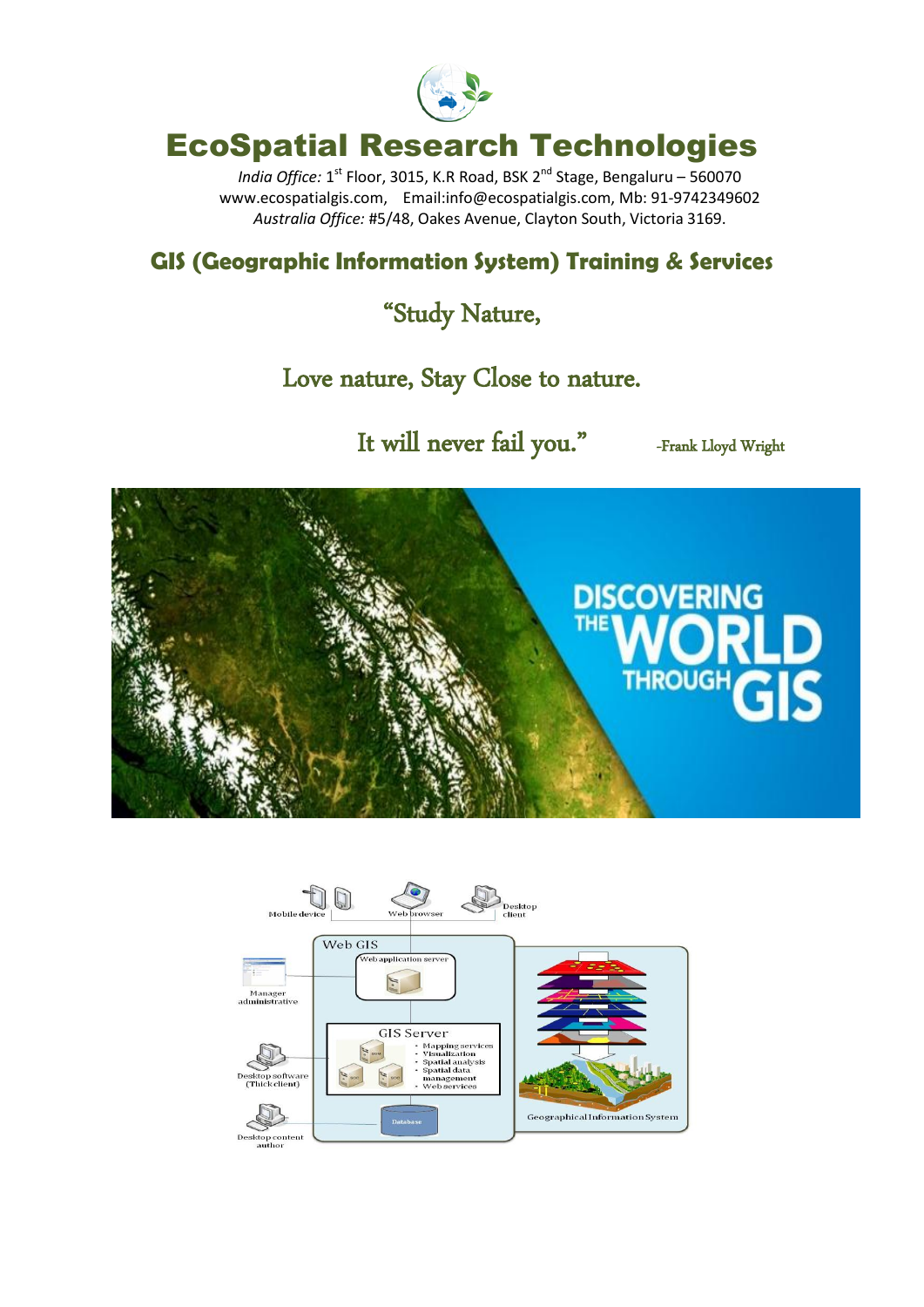# EcoSpatial Research Technologies

*India Office:* 1st Floor, 3015, K.R Road, BSK 2nd Stage, Bengaluru – 560070
www.ecospatialgis.com, Email:info@ecospatialgis.com, Mb: 91-9742349602
*Australia Office:* #5/48, Oakes Avenue, Clayton South, Victoria 3169.

## GIS (Geographic Information System) Training & Services

"Study Nature,

Love nature, Stay Close to nature.

It will never fail you." -Frank Lloyd Wright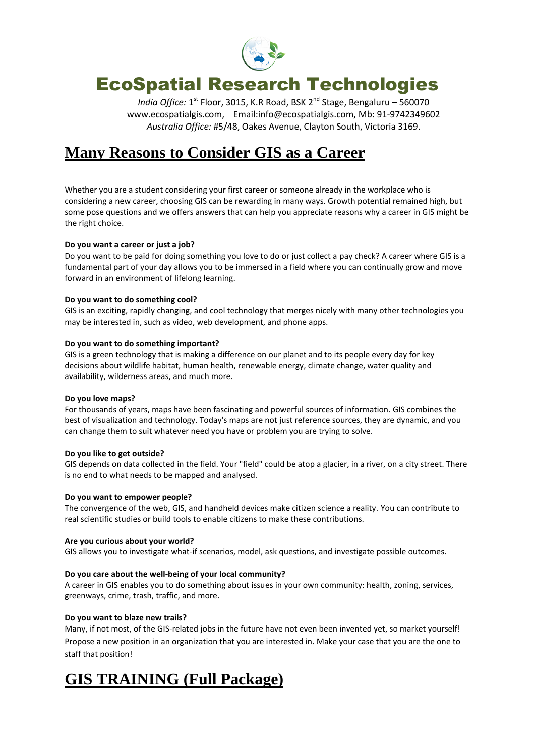# EcoSpatial Research Technologies

*India Office:* 1st Floor, 3015, K.R Road, BSK 2nd Stage, Bengaluru – 560070
www.ecospatialgis.com, Email:info@ecospatialgis.com, Mb: 91-9742349602
*Australia Office:* #5/48, Oakes Avenue, Clayton South, Victoria 3169.

## Many Reasons to Consider GIS as a Career

Whether you are a student considering your first career or someone already in the workplace who is considering a new career, choosing GIS can be rewarding in many ways. Growth potential remained high, but some pose questions and we offers answers that can help you appreciate reasons why a career in GIS might be the right choice.

**Do you want a career or just a job?**
Do you want to be paid for doing something you love to do or just collect a pay check? A career where GIS is a fundamental part of your day allows you to be immersed in a field where you can continually grow and move forward in an environment of lifelong learning.

**Do you want to do something cool?**
GIS is an exciting, rapidly changing, and cool technology that merges nicely with many other technologies you may be interested in, such as video, web development, and phone apps.

**Do you want to do something important?**
GIS is a green technology that is making a difference on our planet and to its people every day for key decisions about wildlife habitat, human health, renewable energy, climate change, water quality and availability, wilderness areas, and much more.

**Do you love maps?**
For thousands of years, maps have been fascinating and powerful sources of information. GIS combines the best of visualization and technology. Today's maps are not just reference sources, they are dynamic, and you can change them to suit whatever need you have or problem you are trying to solve.

**Do you like to get outside?**
GIS depends on data collected in the field. Your "field" could be atop a glacier, in a river, on a city street. There is no end to what needs to be mapped and analysed.

**Do you want to empower people?**
The convergence of the web, GIS, and handheld devices make citizen science a reality. You can contribute to real scientific studies or build tools to enable citizens to make these contributions.

**Are you curious about your world?**
GIS allows you to investigate what-if scenarios, model, ask questions, and investigate possible outcomes.

**Do you care about the well-being of your local community?**
A career in GIS enables you to do something about issues in your own community: health, zoning, services, greenways, crime, trash, traffic, and more.

**Do you want to blaze new trails?**
Many, if not most, of the GIS-related jobs in the future have not even been invented yet, so market yourself! Propose a new position in an organization that you are interested in. Make your case that you are the one to staff that position!

## GIS TRAINING (Full Package)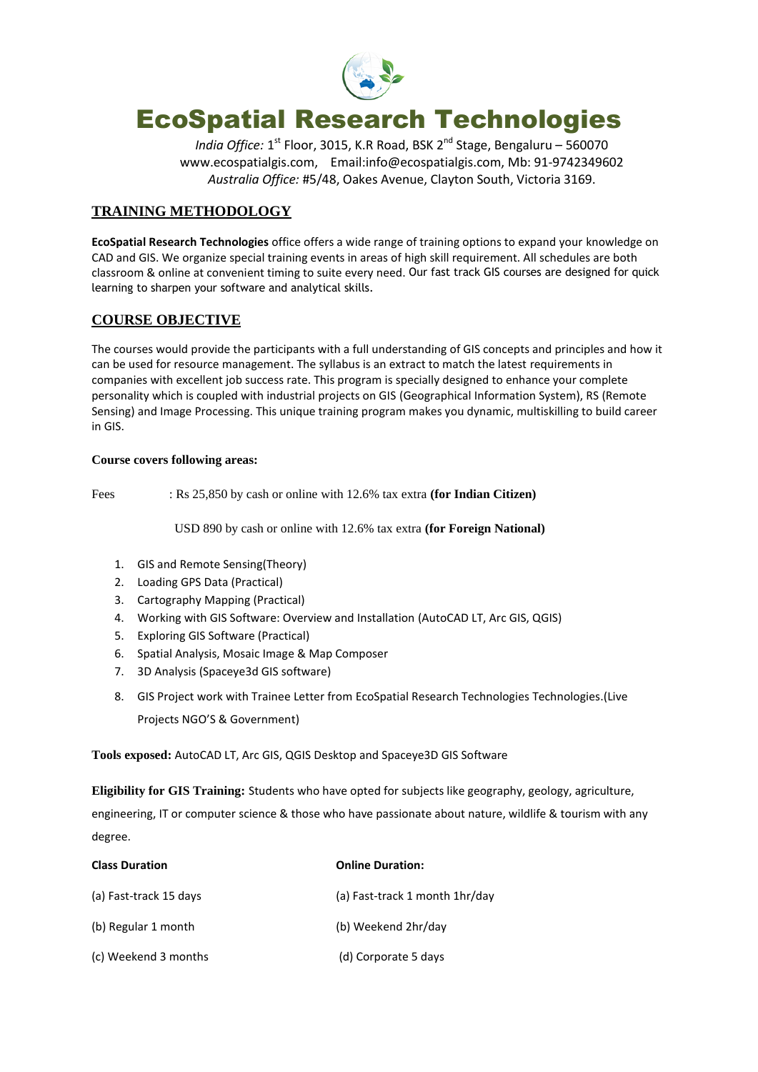# EcoSpatial Research Technologies

*India Office:* 1st Floor, 3015, K.R Road, BSK 2nd Stage, Bengaluru – 560070
www.ecospatialgis.com, Email:info@ecospatialgis.com, Mb: 91-9742349602
*Australia Office:* #5/48, Oakes Avenue, Clayton South, Victoria 3169.

## TRAINING METHODOLOGY

**EcoSpatial Research Technologies** office offers a wide range of training options to expand your knowledge on CAD and GIS. We organize special training events in areas of high skill requirement. All schedules are both classroom & online at convenient timing to suite every need. Our fast track GIS courses are designed for quick learning to sharpen your software and analytical skills.

## COURSE OBJECTIVE

The courses would provide the participants with a full understanding of GIS concepts and principles and how it can be used for resource management. The syllabus is an extract to match the latest requirements in companies with excellent job success rate. This program is specially designed to enhance your complete personality which is coupled with industrial projects on GIS (Geographical Information System), RS (Remote Sensing) and Image Processing. This unique training program makes you dynamic, multiskilling to build career in GIS.

**Course covers following areas:**

Fees : Rs 25,850 by cash or online with 12.6% tax extra **(for Indian Citizen)**

USD 890 by cash or online with 12.6% tax extra **(for Foreign National)**

1. GIS and Remote Sensing(Theory)
2. Loading GPS Data (Practical)
3. Cartography Mapping (Practical)
4. Working with GIS Software: Overview and Installation (AutoCAD LT, Arc GIS, QGIS)
5. Exploring GIS Software (Practical)
6. Spatial Analysis, Mosaic Image & Map Composer
7. 3D Analysis (Spaceye3d GIS software)
8. GIS Project work with Trainee Letter from EcoSpatial Research Technologies Technologies.(Live Projects NGO'S & Government)

**Tools exposed:** AutoCAD LT, Arc GIS, QGIS Desktop and Spaceye3D GIS Software

**Eligibility for GIS Training:** Students who have opted for subjects like geography, geology, agriculture, engineering, IT or computer science & those who have passionate about nature, wildlife & tourism with any degree.

| Class Duration | Online Duration: |
| --- | --- |
| (a) Fast-track 15 days | (a) Fast-track 1 month 1hr/day |
| (b) Regular 1 month | (b) Weekend 2hr/day |
| (c) Weekend 3 months | (d) Corporate 5 days |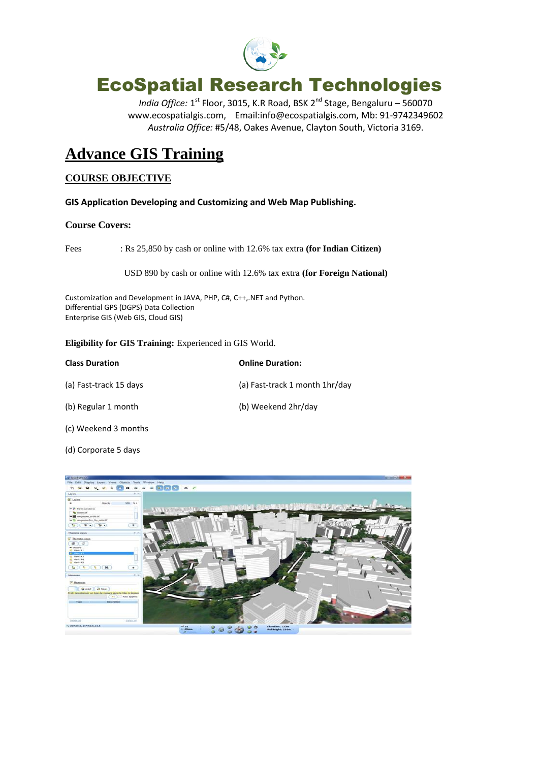# EcoSpatial Research Technologies

*India Office:* 1st Floor, 3015, K.R Road, BSK 2nd Stage, Bengaluru – 560070
www.ecospatialgis.com, Email:info@ecospatialgis.com, Mb: 91-9742349602
*Australia Office:* #5/48, Oakes Avenue, Clayton South, Victoria 3169.

# Advance GIS Training

## COURSE OBJECTIVE

**GIS Application Developing and Customizing and Web Map Publishing.**

**Course Covers:**

Fees : Rs 25,850 by cash or online with 12.6% tax extra **(for Indian Citizen)**

USD 890 by cash or online with 12.6% tax extra **(for Foreign National)**

Customization and Development in JAVA, PHP, C#, C++,.NET and Python.
Differential GPS (DGPS) Data Collection
Enterprise GIS (Web GIS, Cloud GIS)

**Eligibility for GIS Training:** Experienced in GIS World.

| **Class Duration** | **Online Duration:** |
|---|---|
| (a) Fast-track 15 days | (a) Fast-track 1 month 1hr/day |
| (b) Regular 1 month | (b) Weekend 2hr/day |
| (c) Weekend 3 months | |
| (d) Corporate 5 days | |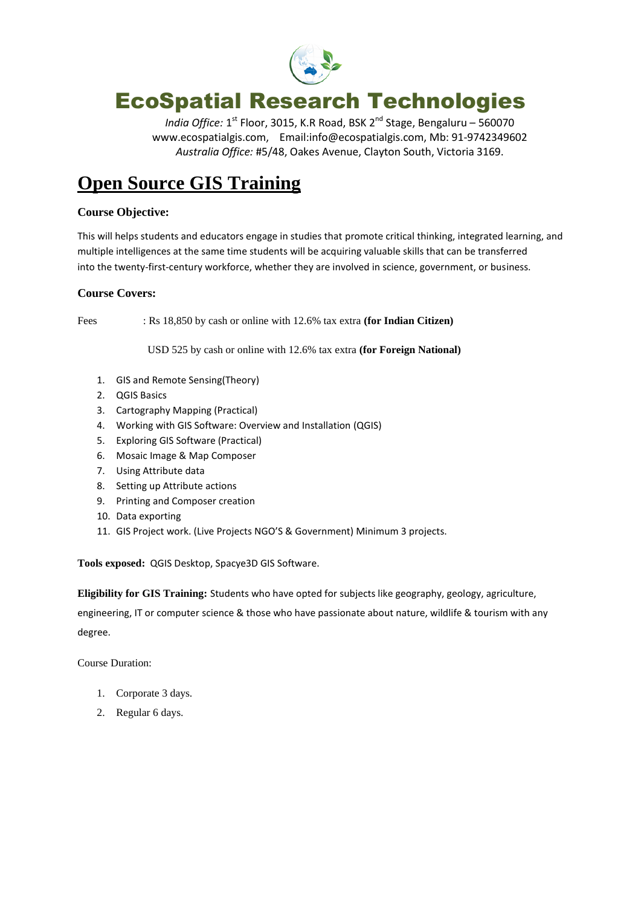# EcoSpatial Research Technologies

*India Office:* 1st Floor, 3015, K.R Road, BSK 2nd Stage, Bengaluru – 560070
www.ecospatialgis.com, Email:info@ecospatialgis.com, Mb: 91-9742349602
*Australia Office:* #5/48, Oakes Avenue, Clayton South, Victoria 3169.

## Open Source GIS Training

### Course Objective:

This will helps students and educators engage in studies that promote critical thinking, integrated learning, and multiple intelligences at the same time students will be acquiring valuable skills that can be transferred into the twenty-first-century workforce, whether they are involved in science, government, or business.

### Course Covers:

Fees : Rs 18,850 by cash or online with 12.6% tax extra **(for Indian Citizen)**

USD 525 by cash or online with 12.6% tax extra **(for Foreign National)**

1. GIS and Remote Sensing(Theory)
2. QGIS Basics
3. Cartography Mapping (Practical)
4. Working with GIS Software: Overview and Installation (QGIS)
5. Exploring GIS Software (Practical)
6. Mosaic Image & Map Composer
7. Using Attribute data
8. Setting up Attribute actions
9. Printing and Composer creation
10. Data exporting
11. GIS Project work. (Live Projects NGO'S & Government) Minimum 3 projects.

**Tools exposed:** QGIS Desktop, Spacye3D GIS Software.

**Eligibility for GIS Training:** Students who have opted for subjects like geography, geology, agriculture, engineering, IT or computer science & those who have passionate about nature, wildlife & tourism with any degree.

Course Duration:

1. Corporate 3 days.
2. Regular 6 days.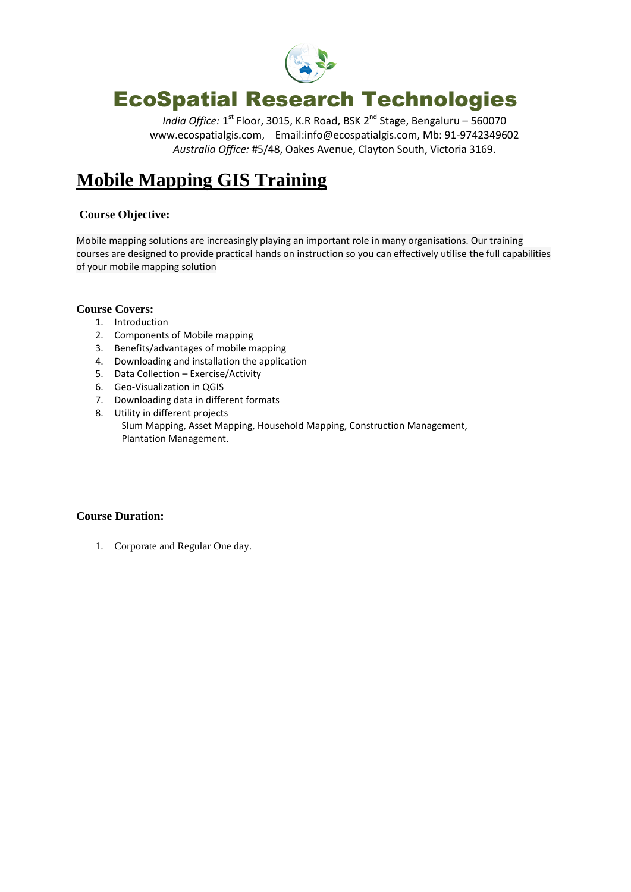# EcoSpatial Research Technologies

*India Office:* 1st Floor, 3015, K.R Road, BSK 2nd Stage, Bengaluru – 560070
www.ecospatialgis.com, Email:info@ecospatialgis.com, Mb: 91-9742349602
*Australia Office:* #5/48, Oakes Avenue, Clayton South, Victoria 3169.

## Mobile Mapping GIS Training

**Course Objective:**

Mobile mapping solutions are increasingly playing an important role in many organisations. Our training courses are designed to provide practical hands on instruction so you can effectively utilise the full capabilities of your mobile mapping solution

**Course Covers:**

1. Introduction
2. Components of Mobile mapping
3. Benefits/advantages of mobile mapping
4. Downloading and installation the application
5. Data Collection – Exercise/Activity
6. Geo-Visualization in QGIS
7. Downloading data in different formats
8. Utility in different projects
   Slum Mapping, Asset Mapping, Household Mapping, Construction Management, Plantation Management.

**Course Duration:**

1. Corporate and Regular One day.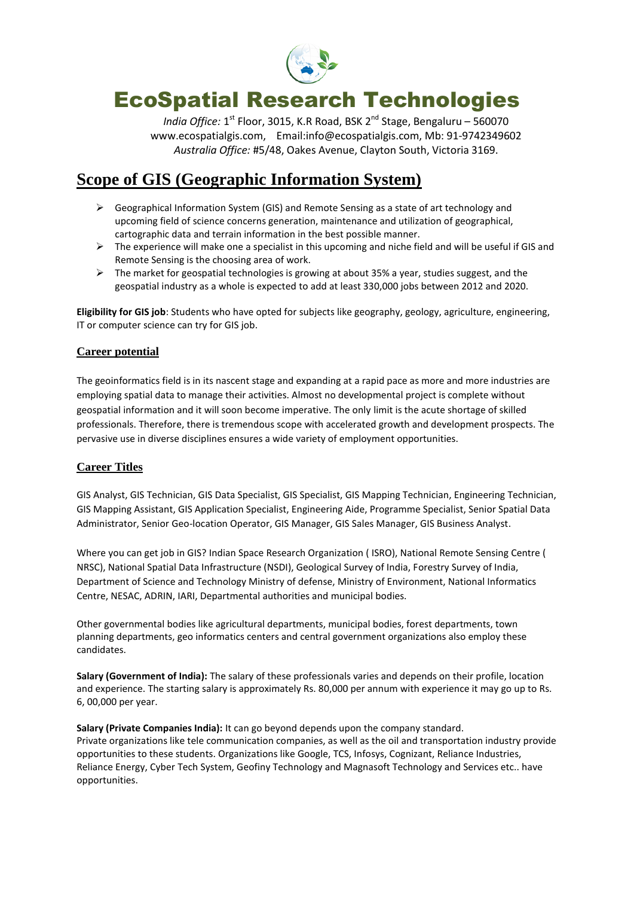# EcoSpatial Research Technologies

*India Office:* 1st Floor, 3015, K.R Road, BSK 2nd Stage, Bengaluru – 560070
www.ecospatialgis.com, Email:info@ecospatialgis.com, Mb: 91-9742349602
*Australia Office:* #5/48, Oakes Avenue, Clayton South, Victoria 3169.

## Scope of GIS (Geographic Information System)

- Geographical Information System (GIS) and Remote Sensing as a state of art technology and upcoming field of science concerns generation, maintenance and utilization of geographical, cartographic data and terrain information in the best possible manner.
- The experience will make one a specialist in this upcoming and niche field and will be useful if GIS and Remote Sensing is the choosing area of work.
- The market for geospatial technologies is growing at about 35% a year, studies suggest, and the geospatial industry as a whole is expected to add at least 330,000 jobs between 2012 and 2020.

**Eligibility for GIS job**: Students who have opted for subjects like geography, geology, agriculture, engineering, IT or computer science can try for GIS job.

### Career potential

The geoinformatics field is in its nascent stage and expanding at a rapid pace as more and more industries are employing spatial data to manage their activities. Almost no developmental project is complete without geospatial information and it will soon become imperative. The only limit is the acute shortage of skilled professionals. Therefore, there is tremendous scope with accelerated growth and development prospects. The pervasive use in diverse disciplines ensures a wide variety of employment opportunities.

### Career Titles

GIS Analyst, GIS Technician, GIS Data Specialist, GIS Specialist, GIS Mapping Technician, Engineering Technician, GIS Mapping Assistant, GIS Application Specialist, Engineering Aide, Programme Specialist, Senior Spatial Data Administrator, Senior Geo-location Operator, GIS Manager, GIS Sales Manager, GIS Business Analyst.

Where you can get job in GIS? Indian Space Research Organization ( ISRO), National Remote Sensing Centre ( NRSC), National Spatial Data Infrastructure (NSDI), Geological Survey of India, Forestry Survey of India, Department of Science and Technology Ministry of defense, Ministry of Environment, National Informatics Centre, NESAC, ADRIN, IARI, Departmental authorities and municipal bodies.

Other governmental bodies like agricultural departments, municipal bodies, forest departments, town planning departments, geo informatics centers and central government organizations also employ these candidates.

**Salary (Government of India):** The salary of these professionals varies and depends on their profile, location and experience. The starting salary is approximately Rs. 80,000 per annum with experience it may go up to Rs. 6, 00,000 per year.

**Salary (Private Companies India):** It can go beyond depends upon the company standard.
Private organizations like tele communication companies, as well as the oil and transportation industry provide opportunities to these students. Organizations like Google, TCS, Infosys, Cognizant, Reliance Industries, Reliance Energy, Cyber Tech System, Geofiny Technology and Magnasoft Technology and Services etc.. have opportunities.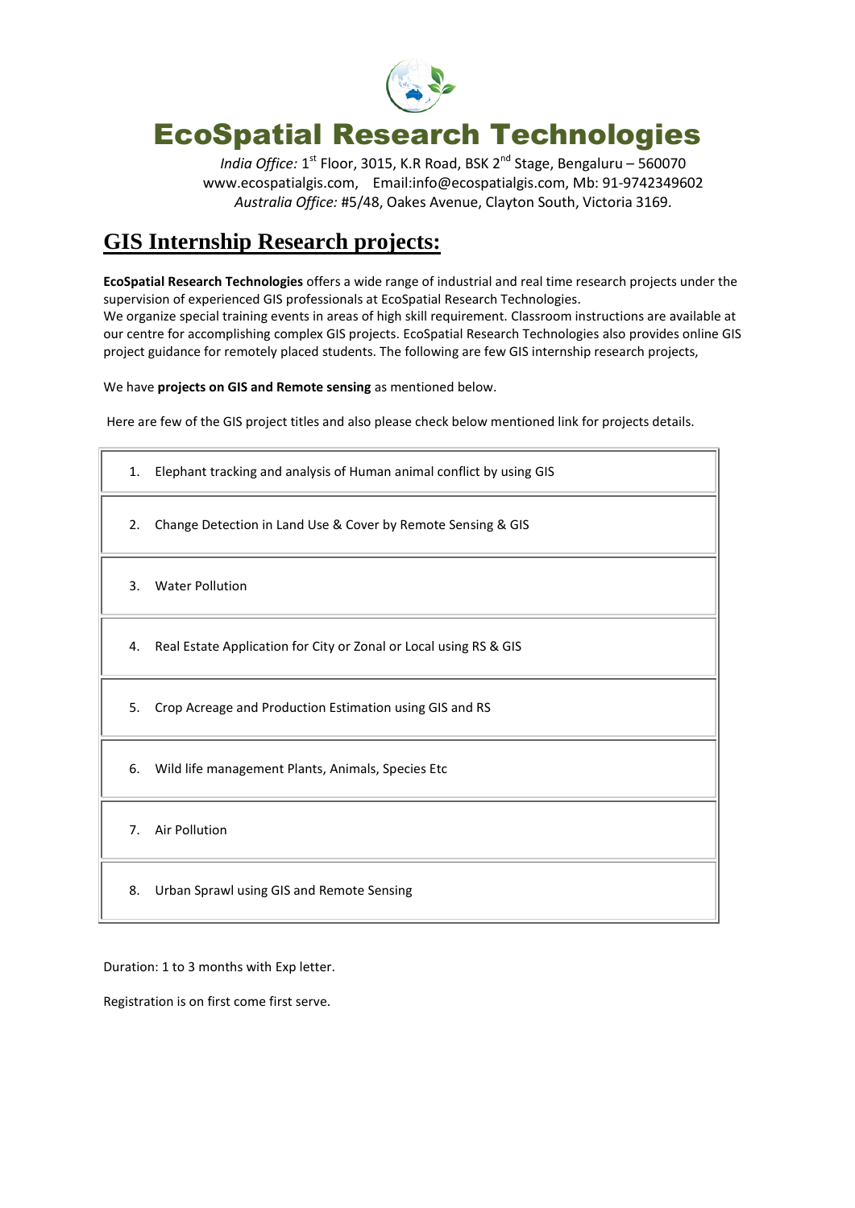# EcoSpatial Research Technologies

*India Office:* 1st Floor, 3015, K.R Road, BSK 2nd Stage, Bengaluru – 560070
www.ecospatialgis.com, Email:info@ecospatialgis.com, Mb: 91-9742349602
*Australia Office:* #5/48, Oakes Avenue, Clayton South, Victoria 3169.

## GIS Internship Research projects:

**EcoSpatial Research Technologies** offers a wide range of industrial and real time research projects under the supervision of experienced GIS professionals at EcoSpatial Research Technologies.
We organize special training events in areas of high skill requirement. Classroom instructions are available at our centre for accomplishing complex GIS projects. EcoSpatial Research Technologies also provides online GIS project guidance for remotely placed students. The following are few GIS internship research projects,

We have **projects on GIS and Remote sensing** as mentioned below.

Here are few of the GIS project titles and also please check below mentioned link for projects details.

| |
|---|
| 1. Elephant tracking and analysis of Human animal conflict by using GIS |
| 2. Change Detection in Land Use & Cover by Remote Sensing & GIS |
| 3. Water Pollution |
| 4. Real Estate Application for City or Zonal or Local using RS & GIS |
| 5. Crop Acreage and Production Estimation using GIS and RS |
| 6. Wild life management Plants, Animals, Species Etc |
| 7. Air Pollution |
| 8. Urban Sprawl using GIS and Remote Sensing |

Duration: 1 to 3 months with Exp letter.

Registration is on first come first serve.